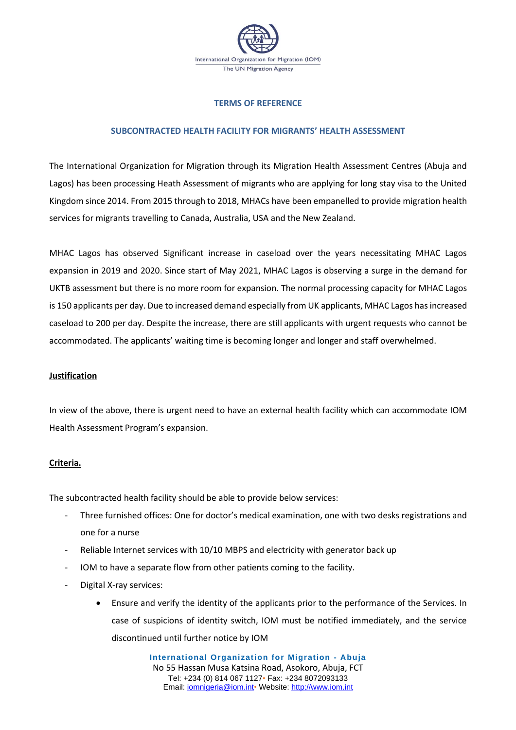International Organization for Migration (IOM)
The UN Migration Agency

## TERMS OF REFERENCE

### SUBCONTRACTED HEALTH FACILITY FOR MIGRANTS' HEALTH ASSESSMENT

The International Organization for Migration through its Migration Health Assessment Centres (Abuja and Lagos) has been processing Heath Assessment of migrants who are applying for long stay visa to the United Kingdom since 2014. From 2015 through to 2018, MHACs have been empanelled to provide migration health services for migrants travelling to Canada, Australia, USA and the New Zealand.

MHAC Lagos has observed Significant increase in caseload over the years necessitating MHAC Lagos expansion in 2019 and 2020. Since start of May 2021, MHAC Lagos is observing a surge in the demand for UKTB assessment but there is no more room for expansion. The normal processing capacity for MHAC Lagos is 150 applicants per day. Due to increased demand especially from UK applicants, MHAC Lagos has increased caseload to 200 per day. Despite the increase, there are still applicants with urgent requests who cannot be accommodated. The applicants' waiting time is becoming longer and longer and staff overwhelmed.

**Justification**

In view of the above, there is urgent need to have an external health facility which can accommodate IOM Health Assessment Program's expansion.

**Criteria.**

The subcontracted health facility should be able to provide below services:

- Three furnished offices: One for doctor's medical examination, one with two desks registrations and one for a nurse
- Reliable Internet services with 10/10 MBPS and electricity with generator back up
- IOM to have a separate flow from other patients coming to the facility.
- Digital X-ray services:
    - Ensure and verify the identity of the applicants prior to the performance of the Services. In case of suspicions of identity switch, IOM must be notified immediately, and the service discontinued until further notice by IOM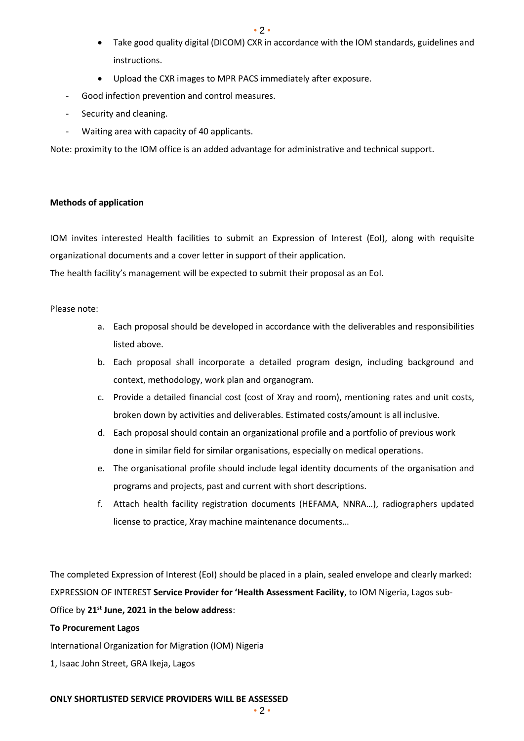- Take good quality digital (DICOM) CXR in accordance with the IOM standards, guidelines and instructions.
- Upload the CXR images to MPR PACS immediately after exposure.

- Good infection prevention and control measures.
- Security and cleaning.
- Waiting area with capacity of 40 applicants.

Note: proximity to the IOM office is an added advantage for administrative and technical support.

**Methods of application**

IOM invites interested Health facilities to submit an Expression of Interest (EoI), along with requisite organizational documents and a cover letter in support of their application.

The health facility's management will be expected to submit their proposal as an EoI.

Please note:

a. Each proposal should be developed in accordance with the deliverables and responsibilities listed above.
b. Each proposal shall incorporate a detailed program design, including background and context, methodology, work plan and organogram.
c. Provide a detailed financial cost (cost of Xray and room), mentioning rates and unit costs, broken down by activities and deliverables. Estimated costs/amount is all inclusive.
d. Each proposal should contain an organizational profile and a portfolio of previous work done in similar field for similar organisations, especially on medical operations.
e. The organisational profile should include legal identity documents of the organisation and programs and projects, past and current with short descriptions.
f. Attach health facility registration documents (HEFAMA, NNRA…), radiographers updated license to practice, Xray machine maintenance documents…

The completed Expression of Interest (EoI) should be placed in a plain, sealed envelope and clearly marked: EXPRESSION OF INTEREST **Service Provider for 'Health Assessment Facility**, to IOM Nigeria, Lagos sub-Office by **21st June, 2021 in the below address**:

**To Procurement Lagos**

International Organization for Migration (IOM) Nigeria

1, Isaac John Street, GRA Ikeja, Lagos

**ONLY SHORTLISTED SERVICE PROVIDERS WILL BE ASSESSED**